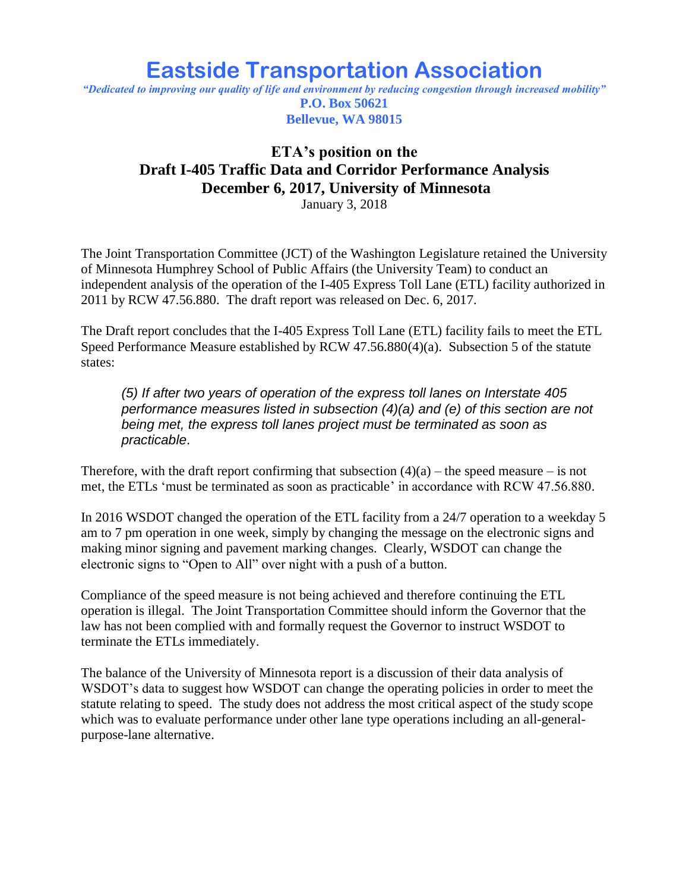# Eastside Transportation Association

*"Dedicated to improving our quality of life and environment by reducing congestion through increased mobility"*

**P.O. Box 50621**
**Bellevue, WA 98015**

## ETA's position on the Draft I-405 Traffic Data and Corridor Performance Analysis December 6, 2017, University of Minnesota

January 3, 2018

The Joint Transportation Committee (JCT) of the Washington Legislature retained the University of Minnesota Humphrey School of Public Affairs (the University Team) to conduct an independent analysis of the operation of the I-405 Express Toll Lane (ETL) facility authorized in 2011 by RCW 47.56.880. The draft report was released on Dec. 6, 2017.

The Draft report concludes that the I-405 Express Toll Lane (ETL) facility fails to meet the ETL Speed Performance Measure established by RCW 47.56.880(4)(a). Subsection 5 of the statute states:

> *(5) If after two years of operation of the express toll lanes on Interstate 405 performance measures listed in subsection (4)(a) and (e) of this section are not being met, the express toll lanes project must be terminated as soon as practicable.*

Therefore, with the draft report confirming that subsection (4)(a) – the speed measure – is not met, the ETLs 'must be terminated as soon as practicable' in accordance with RCW 47.56.880.

In 2016 WSDOT changed the operation of the ETL facility from a 24/7 operation to a weekday 5 am to 7 pm operation in one week, simply by changing the message on the electronic signs and making minor signing and pavement marking changes. Clearly, WSDOT can change the electronic signs to "Open to All" over night with a push of a button.

Compliance of the speed measure is not being achieved and therefore continuing the ETL operation is illegal. The Joint Transportation Committee should inform the Governor that the law has not been complied with and formally request the Governor to instruct WSDOT to terminate the ETLs immediately.

The balance of the University of Minnesota report is a discussion of their data analysis of WSDOT's data to suggest how WSDOT can change the operating policies in order to meet the statute relating to speed. The study does not address the most critical aspect of the study scope which was to evaluate performance under other lane type operations including an all-general-purpose-lane alternative.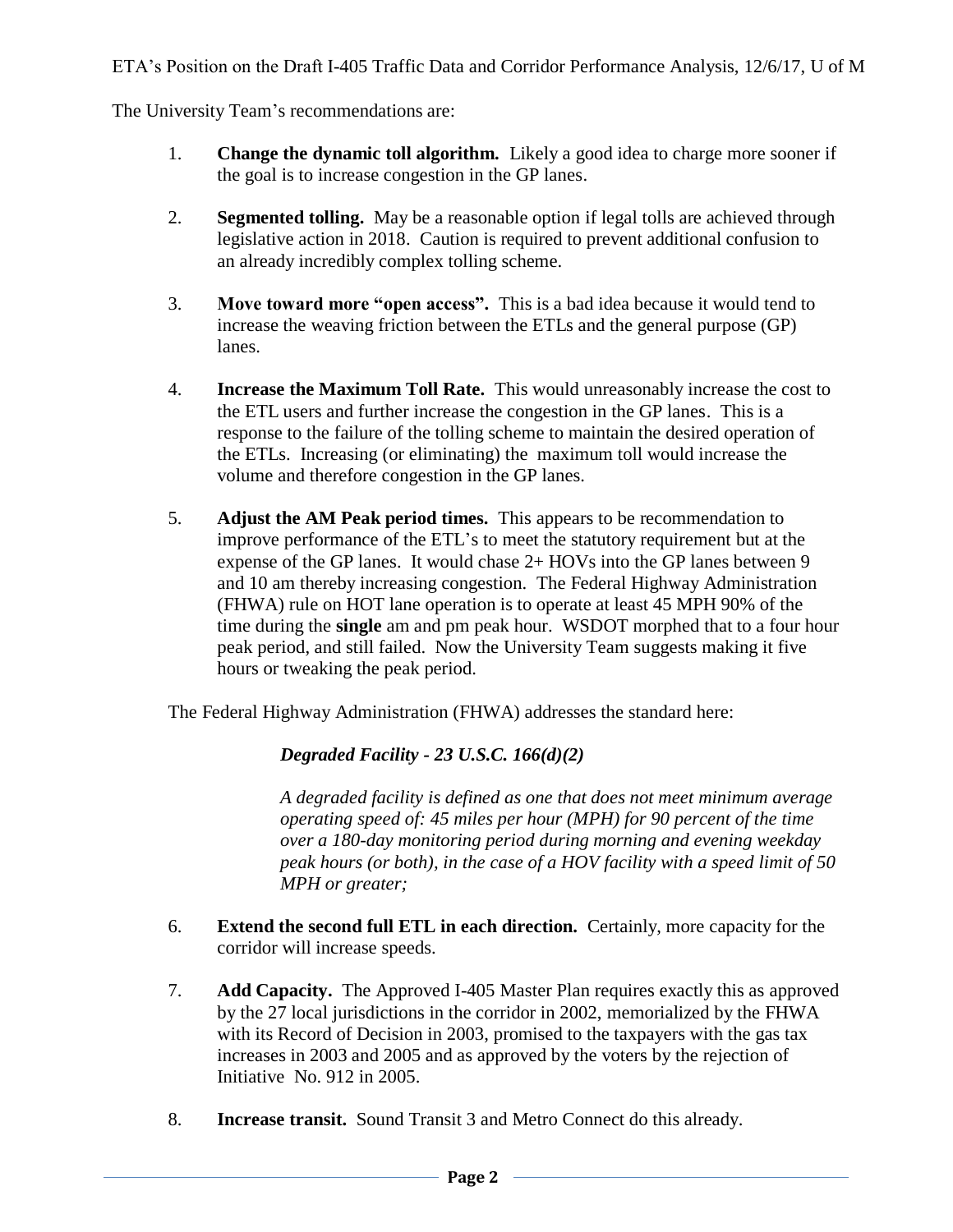The University Team's recommendations are:

1. **Change the dynamic toll algorithm.** Likely a good idea to charge more sooner if the goal is to increase congestion in the GP lanes.

2. **Segmented tolling.** May be a reasonable option if legal tolls are achieved through legislative action in 2018. Caution is required to prevent additional confusion to an already incredibly complex tolling scheme.

3. **Move toward more "open access".** This is a bad idea because it would tend to increase the weaving friction between the ETLs and the general purpose (GP) lanes.

4. **Increase the Maximum Toll Rate.** This would unreasonably increase the cost to the ETL users and further increase the congestion in the GP lanes. This is a response to the failure of the tolling scheme to maintain the desired operation of the ETLs. Increasing (or eliminating) the maximum toll would increase the volume and therefore congestion in the GP lanes.

5. **Adjust the AM Peak period times.** This appears to be recommendation to improve performance of the ETL's to meet the statutory requirement but at the expense of the GP lanes. It would chase 2+ HOVs into the GP lanes between 9 and 10 am thereby increasing congestion. The Federal Highway Administration (FHWA) rule on HOT lane operation is to operate at least 45 MPH 90% of the time during the **single** am and pm peak hour. WSDOT morphed that to a four hour peak period, and still failed. Now the University Team suggests making it five hours or tweaking the peak period.

The Federal Highway Administration (FHWA) addresses the standard here:

> ***Degraded Facility - 23 U.S.C. 166(d)(2)***
>
> *A degraded facility is defined as one that does not meet minimum average operating speed of: 45 miles per hour (MPH) for 90 percent of the time over a 180-day monitoring period during morning and evening weekday peak hours (or both), in the case of a HOV facility with a speed limit of 50 MPH or greater;*

6. **Extend the second full ETL in each direction.** Certainly, more capacity for the corridor will increase speeds.

7. **Add Capacity.** The Approved I-405 Master Plan requires exactly this as approved by the 27 local jurisdictions in the corridor in 2002, memorialized by the FHWA with its Record of Decision in 2003, promised to the taxpayers with the gas tax increases in 2003 and 2005 and as approved by the voters by the rejection of Initiative No. 912 in 2005.

8. **Increase transit.** Sound Transit 3 and Metro Connect do this already.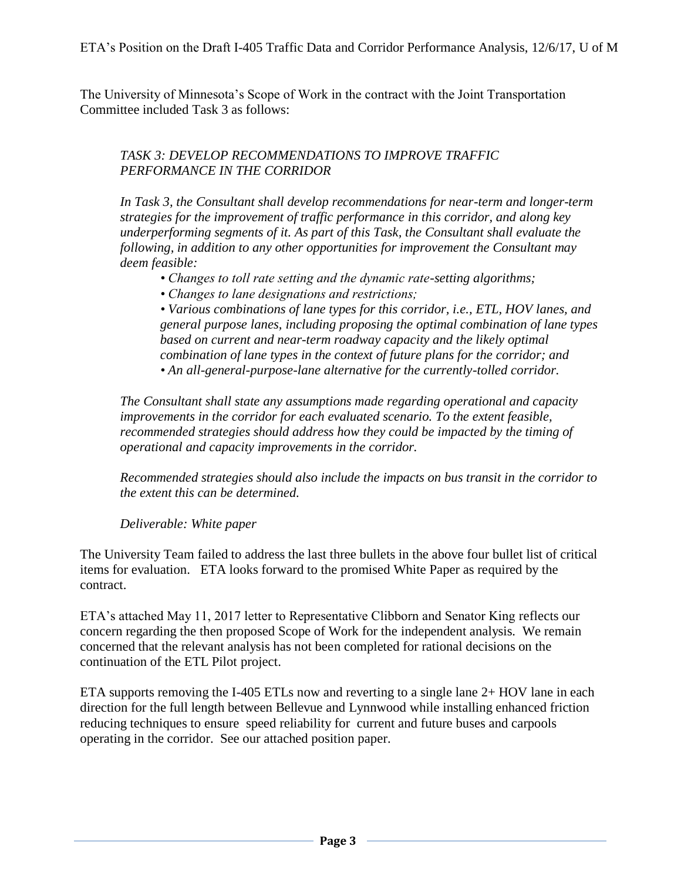The University of Minnesota's Scope of Work in the contract with the Joint Transportation Committee included Task 3 as follows:

> *TASK 3: DEVELOP RECOMMENDATIONS TO IMPROVE TRAFFIC PERFORMANCE IN THE CORRIDOR*
>
> *In Task 3, the Consultant shall develop recommendations for near-term and longer-term strategies for the improvement of traffic performance in this corridor, and along key underperforming segments of it. As part of this Task, the Consultant shall evaluate the following, in addition to any other opportunities for improvement the Consultant may deem feasible:*
>
> - *Changes to toll rate setting and the dynamic rate-setting algorithms;*
> - *Changes to lane designations and restrictions;*
> - *Various combinations of lane types for this corridor, i.e., ETL, HOV lanes, and general purpose lanes, including proposing the optimal combination of lane types based on current and near-term roadway capacity and the likely optimal combination of lane types in the context of future plans for the corridor; and*
> - *An all-general-purpose-lane alternative for the currently-tolled corridor.*
>
> *The Consultant shall state any assumptions made regarding operational and capacity improvements in the corridor for each evaluated scenario. To the extent feasible, recommended strategies should address how they could be impacted by the timing of operational and capacity improvements in the corridor.*
>
> *Recommended strategies should also include the impacts on bus transit in the corridor to the extent this can be determined.*
>
> *Deliverable: White paper*

The University Team failed to address the last three bullets in the above four bullet list of critical items for evaluation. ETA looks forward to the promised White Paper as required by the contract.

ETA's attached May 11, 2017 letter to Representative Clibborn and Senator King reflects our concern regarding the then proposed Scope of Work for the independent analysis. We remain concerned that the relevant analysis has not been completed for rational decisions on the continuation of the ETL Pilot project.

ETA supports removing the I-405 ETLs now and reverting to a single lane 2+ HOV lane in each direction for the full length between Bellevue and Lynnwood while installing enhanced friction reducing techniques to ensure speed reliability for current and future buses and carpools operating in the corridor. See our attached position paper.